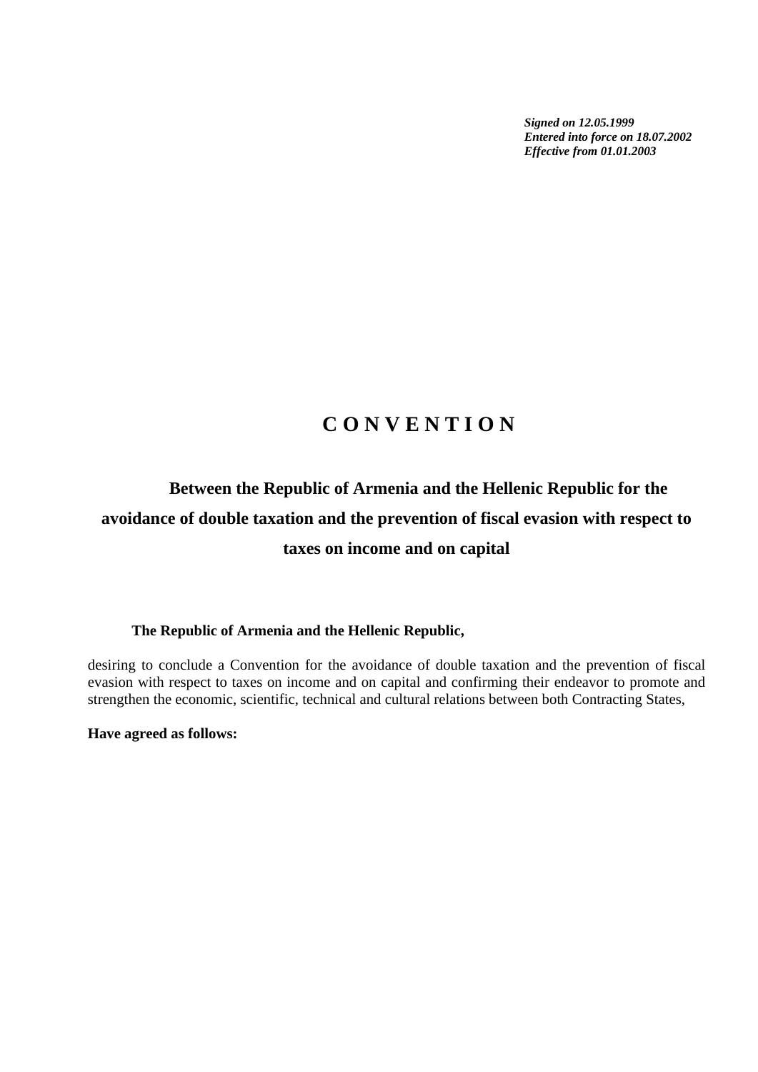***Signed on 12.05.1999***
***Entered into force on 18.07.2002***
***Effective from 01.01.2003***

# C O N V E N T I O N

## Between the Republic of Armenia and the Hellenic Republic for the avoidance of double taxation and the prevention of fiscal evasion with respect to taxes on income and on capital

**The Republic of Armenia and the Hellenic Republic,**

desiring to conclude a Convention for the avoidance of double taxation and the prevention of fiscal evasion with respect to taxes on income and on capital and confirming their endeavor to promote and strengthen the economic, scientific, technical and cultural relations between both Contracting States,

**Have agreed as follows:**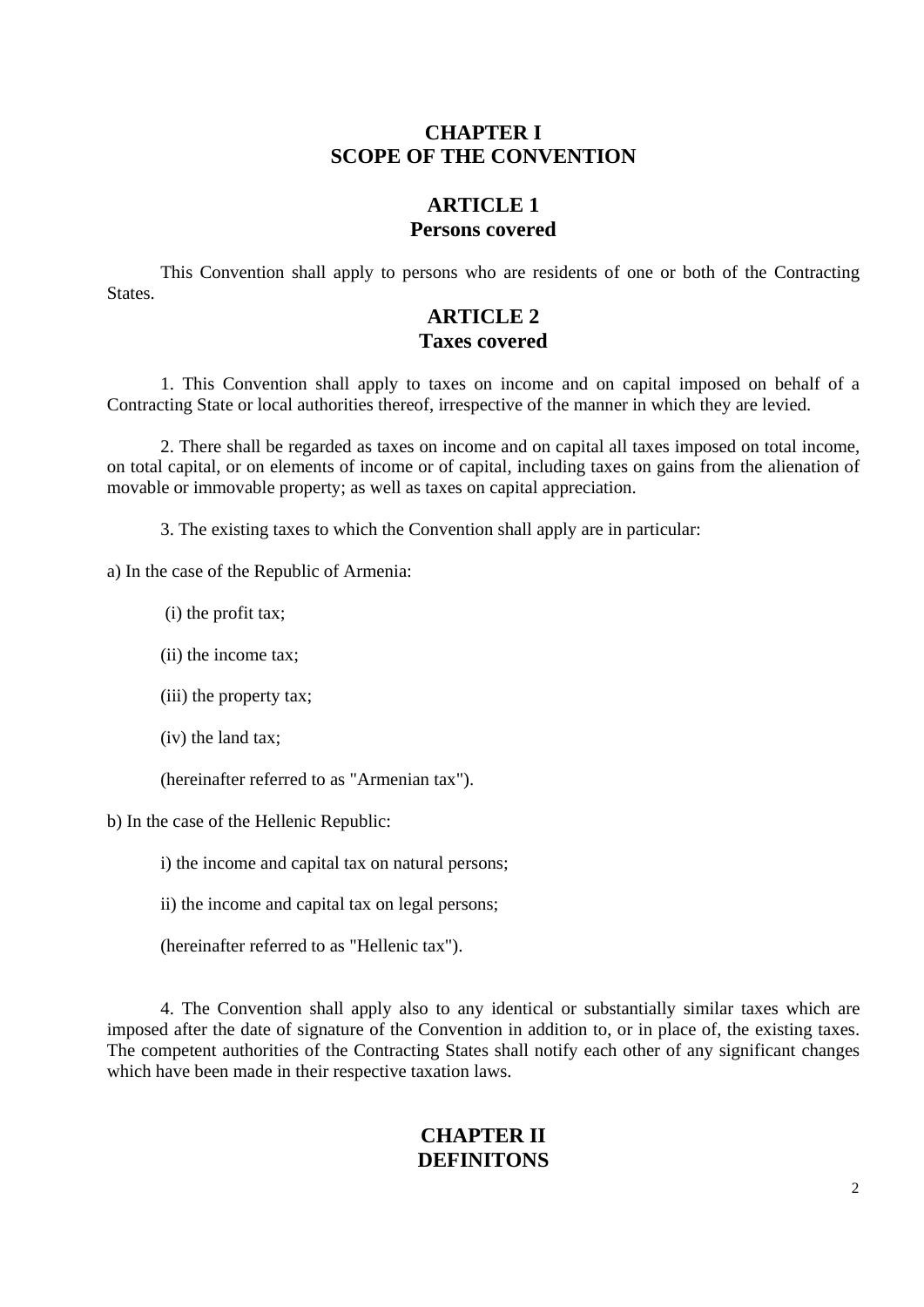# CHAPTER I
# SCOPE OF THE CONVENTION

## ARTICLE 1
## Persons covered

This Convention shall apply to persons who are residents of one or both of the Contracting States.

## ARTICLE 2
## Taxes covered

1. This Convention shall apply to taxes on income and on capital imposed on behalf of a Contracting State or local authorities thereof, irrespective of the manner in which they are levied.

2. There shall be regarded as taxes on income and on capital all taxes imposed on total income, on total capital, or on elements of income or of capital, including taxes on gains from the alienation of movable or immovable property; as well as taxes on capital appreciation.

3. The existing taxes to which the Convention shall apply are in particular:

a) In the case of the Republic of Armenia:

(i) the profit tax;

(ii) the income tax;

(iii) the property tax;

(iv) the land tax;

(hereinafter referred to as "Armenian tax").

b) In the case of the Hellenic Republic:

i) the income and capital tax on natural persons;

ii) the income and capital tax on legal persons;

(hereinafter referred to as "Hellenic tax").

4. The Convention shall apply also to any identical or substantially similar taxes which are imposed after the date of signature of the Convention in addition to, or in place of, the existing taxes. The competent authorities of the Contracting States shall notify each other of any significant changes which have been made in their respective taxation laws.

# CHAPTER II
# DEFINITONS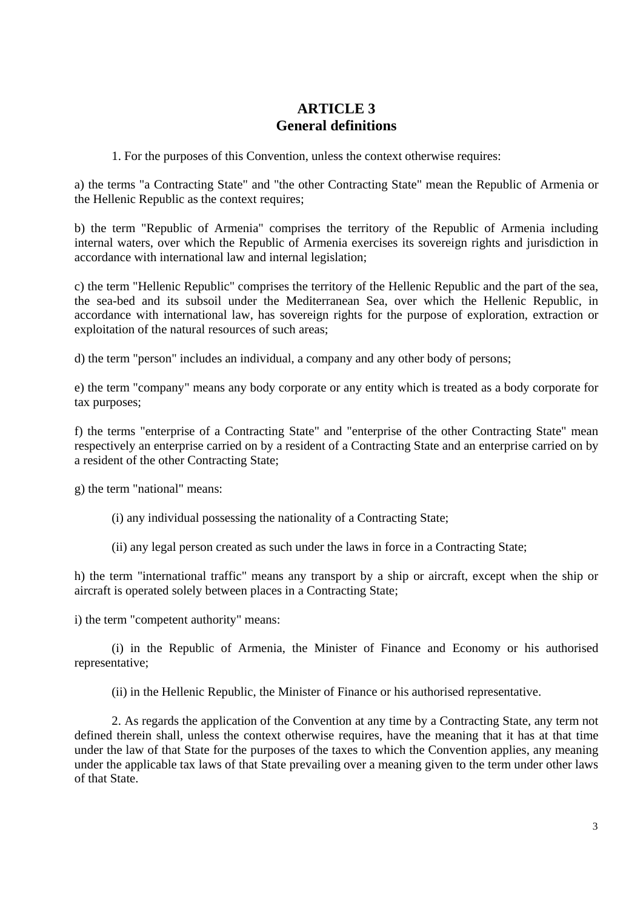# ARTICLE 3
## General definitions

1. For the purposes of this Convention, unless the context otherwise requires:

a) the terms "a Contracting State" and "the other Contracting State" mean the Republic of Armenia or the Hellenic Republic as the context requires;

b) the term "Republic of Armenia" comprises the territory of the Republic of Armenia including internal waters, over which the Republic of Armenia exercises its sovereign rights and jurisdiction in accordance with international law and internal legislation;

c) the term "Hellenic Republic" comprises the territory of the Hellenic Republic and the part of the sea, the sea-bed and its subsoil under the Mediterranean Sea, over which the Hellenic Republic, in accordance with international law, has sovereign rights for the purpose of exploration, extraction or exploitation of the natural resources of such areas;

d) the term "person" includes an individual, a company and any other body of persons;

e) the term "company" means any body corporate or any entity which is treated as a body corporate for tax purposes;

f) the terms "enterprise of a Contracting State" and "enterprise of the other Contracting State" mean respectively an enterprise carried on by a resident of a Contracting State and an enterprise carried on by a resident of the other Contracting State;

g) the term "national" means:

(i) any individual possessing the nationality of a Contracting State;

(ii) any legal person created as such under the laws in force in a Contracting State;

h) the term "international traffic" means any transport by a ship or aircraft, except when the ship or aircraft is operated solely between places in a Contracting State;

i) the term "competent authority" means:

(i) in the Republic of Armenia, the Minister of Finance and Economy or his authorised representative;

(ii) in the Hellenic Republic, the Minister of Finance or his authorised representative.

2. As regards the application of the Convention at any time by a Contracting State, any term not defined therein shall, unless the context otherwise requires, have the meaning that it has at that time under the law of that State for the purposes of the taxes to which the Convention applies, any meaning under the applicable tax laws of that State prevailing over a meaning given to the term under other laws of that State.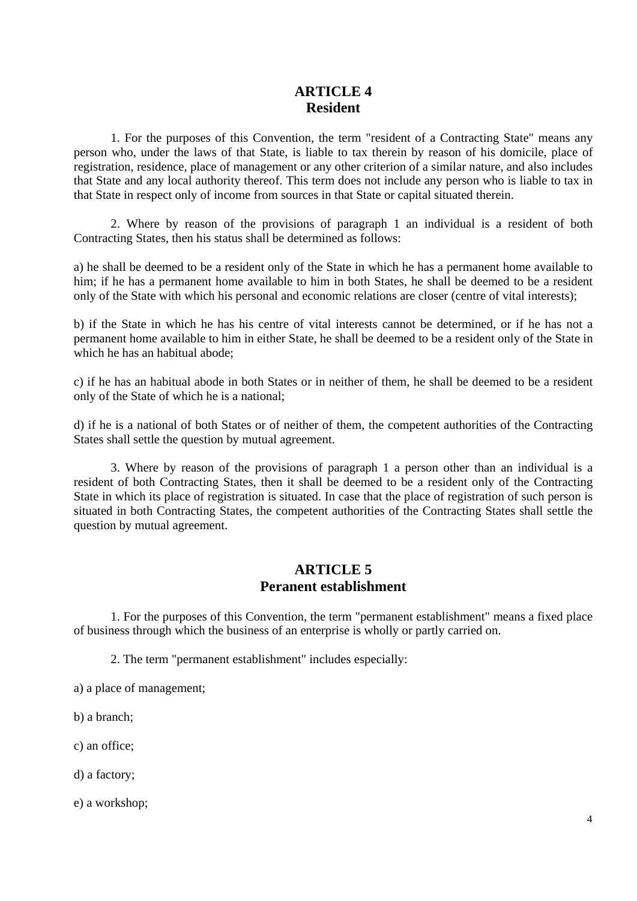## ARTICLE 4
## Resident

1. For the purposes of this Convention, the term "resident of a Contracting State" means any person who, under the laws of that State, is liable to tax therein by reason of his domicile, place of registration, residence, place of management or any other criterion of a similar nature, and also includes that State and any local authority thereof. This term does not include any person who is liable to tax in that State in respect only of income from sources in that State or capital situated therein.

2. Where by reason of the provisions of paragraph 1 an individual is a resident of both Contracting States, then his status shall be determined as follows:

a) he shall be deemed to be a resident only of the State in which he has a permanent home available to him; if he has a permanent home available to him in both States, he shall be deemed to be a resident only of the State with which his personal and economic relations are closer (centre of vital interests);

b) if the State in which he has his centre of vital interests cannot be determined, or if he has not a permanent home available to him in either State, he shall be deemed to be a resident only of the State in which he has an habitual abode;

c) if he has an habitual abode in both States or in neither of them, he shall be deemed to be a resident only of the State of which he is a national;

d) if he is a national of both States or of neither of them, the competent authorities of the Contracting States shall settle the question by mutual agreement.

3. Where by reason of the provisions of paragraph 1 a person other than an individual is a resident of both Contracting States, then it shall be deemed to be a resident only of the Contracting State in which its place of registration is situated. In case that the place of registration of such person is situated in both Contracting States, the competent authorities of the Contracting States shall settle the question by mutual agreement.

## ARTICLE 5
## Peranent establishment

1. For the purposes of this Convention, the term "permanent establishment" means a fixed place of business through which the business of an enterprise is wholly or partly carried on.

2. The term "permanent establishment" includes especially:

a) a place of management;

b) a branch;

c) an office;

d) a factory;

e) a workshop;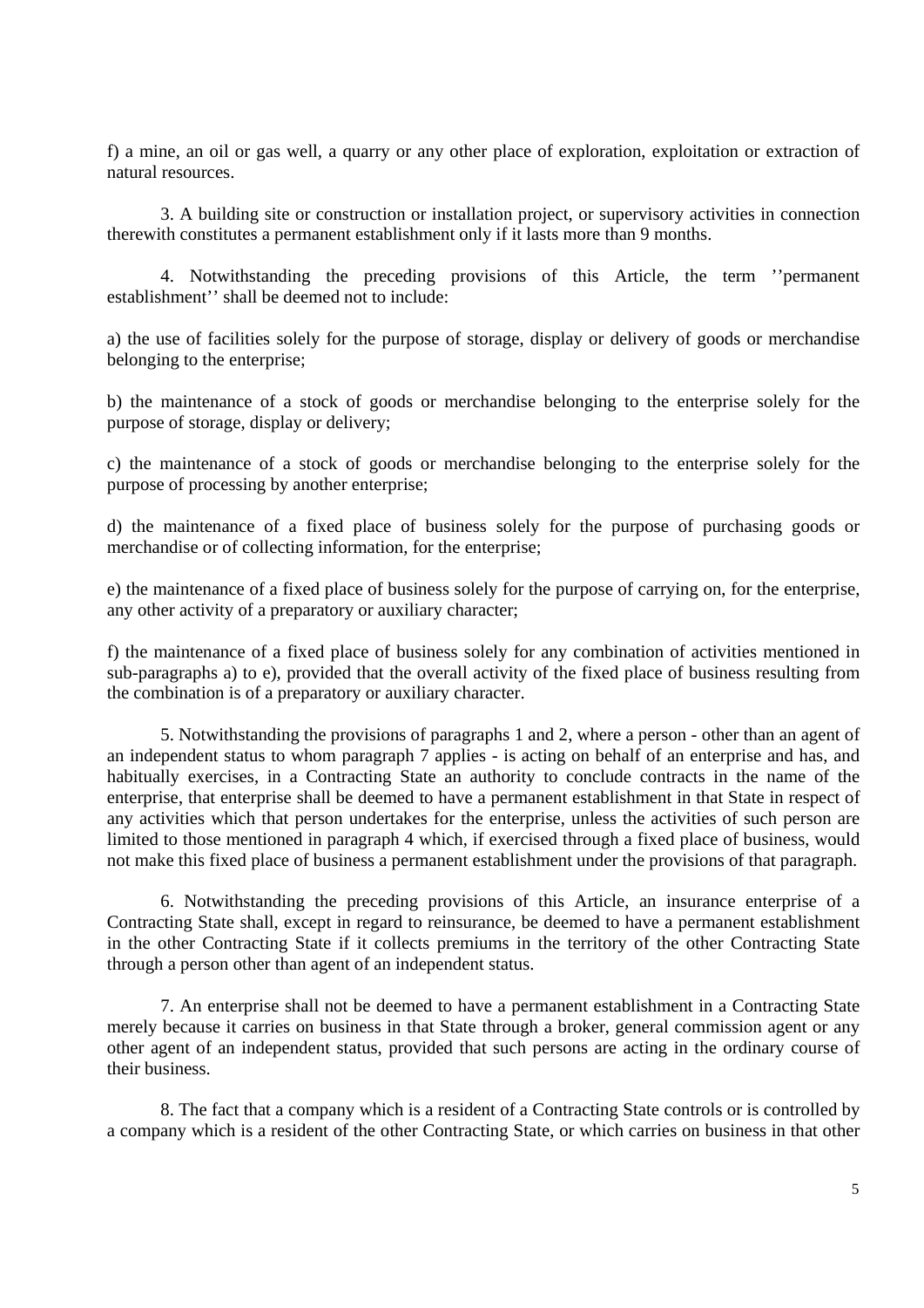f) a mine, an oil or gas well, a quarry or any other place of exploration, exploitation or extraction of natural resources.

3. A building site or construction or installation project, or supervisory activities in connection therewith constitutes a permanent establishment only if it lasts more than 9 months.

4. Notwithstanding the preceding provisions of this Article, the term ''permanent establishment'' shall be deemed not to include:

a) the use of facilities solely for the purpose of storage, display or delivery of goods or merchandise belonging to the enterprise;

b) the maintenance of a stock of goods or merchandise belonging to the enterprise solely for the purpose of storage, display or delivery;

c) the maintenance of a stock of goods or merchandise belonging to the enterprise solely for the purpose of processing by another enterprise;

d) the maintenance of a fixed place of business solely for the purpose of purchasing goods or merchandise or of collecting information, for the enterprise;

e) the maintenance of a fixed place of business solely for the purpose of carrying on, for the enterprise, any other activity of a preparatory or auxiliary character;

f) the maintenance of a fixed place of business solely for any combination of activities mentioned in sub-paragraphs a) to e), provided that the overall activity of the fixed place of business resulting from the combination is of a preparatory or auxiliary character.

5. Notwithstanding the provisions of paragraphs 1 and 2, where a person - other than an agent of an independent status to whom paragraph 7 applies - is acting on behalf of an enterprise and has, and habitually exercises, in a Contracting State an authority to conclude contracts in the name of the enterprise, that enterprise shall be deemed to have a permanent establishment in that State in respect of any activities which that person undertakes for the enterprise, unless the activities of such person are limited to those mentioned in paragraph 4 which, if exercised through a fixed place of business, would not make this fixed place of business a permanent establishment under the provisions of that paragraph.

6. Notwithstanding the preceding provisions of this Article, an insurance enterprise of a Contracting State shall, except in regard to reinsurance, be deemed to have a permanent establishment in the other Contracting State if it collects premiums in the territory of the other Contracting State through a person other than agent of an independent status.

7. An enterprise shall not be deemed to have a permanent establishment in a Contracting State merely because it carries on business in that State through a broker, general commission agent or any other agent of an independent status, provided that such persons are acting in the ordinary course of their business.

8. The fact that a company which is a resident of a Contracting State controls or is controlled by a company which is a resident of the other Contracting State, or which carries on business in that other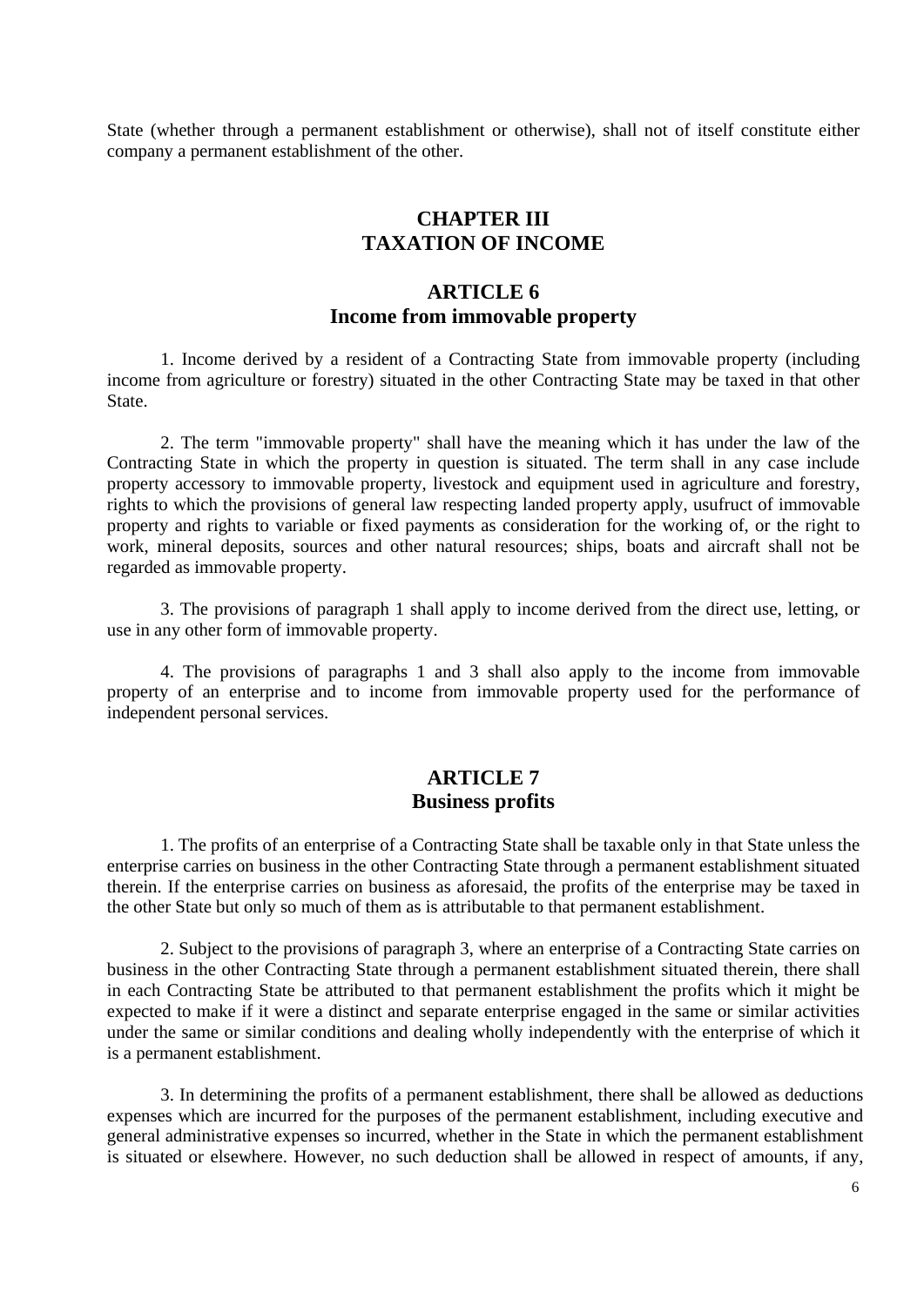State (whether through a permanent establishment or otherwise), shall not of itself constitute either company a permanent establishment of the other.

## CHAPTER III
## TAXATION OF INCOME

### ARTICLE 6
### Income from immovable property

1. Income derived by a resident of a Contracting State from immovable property (including income from agriculture or forestry) situated in the other Contracting State may be taxed in that other State.

2. The term "immovable property" shall have the meaning which it has under the law of the Contracting State in which the property in question is situated. The term shall in any case include property accessory to immovable property, livestock and equipment used in agriculture and forestry, rights to which the provisions of general law respecting landed property apply, usufruct of immovable property and rights to variable or fixed payments as consideration for the working of, or the right to work, mineral deposits, sources and other natural resources; ships, boats and aircraft shall not be regarded as immovable property.

3. The provisions of paragraph 1 shall apply to income derived from the direct use, letting, or use in any other form of immovable property.

4. The provisions of paragraphs 1 and 3 shall also apply to the income from immovable property of an enterprise and to income from immovable property used for the performance of independent personal services.

### ARTICLE 7
### Business profits

1. The profits of an enterprise of a Contracting State shall be taxable only in that State unless the enterprise carries on business in the other Contracting State through a permanent establishment situated therein. If the enterprise carries on business as aforesaid, the profits of the enterprise may be taxed in the other State but only so much of them as is attributable to that permanent establishment.

2. Subject to the provisions of paragraph 3, where an enterprise of a Contracting State carries on business in the other Contracting State through a permanent establishment situated therein, there shall in each Contracting State be attributed to that permanent establishment the profits which it might be expected to make if it were a distinct and separate enterprise engaged in the same or similar activities under the same or similar conditions and dealing wholly independently with the enterprise of which it is a permanent establishment.

3. In determining the profits of a permanent establishment, there shall be allowed as deductions expenses which are incurred for the purposes of the permanent establishment, including executive and general administrative expenses so incurred, whether in the State in which the permanent establishment is situated or elsewhere. However, no such deduction shall be allowed in respect of amounts, if any,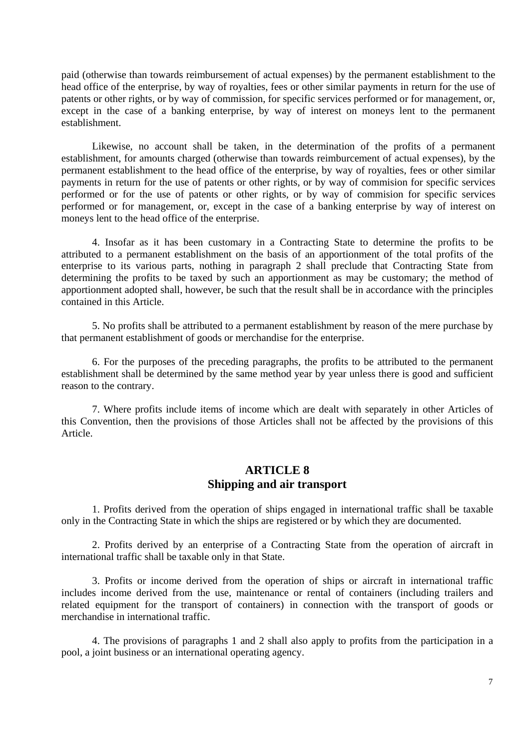paid (otherwise than towards reimbursement of actual expenses) by the permanent establishment to the head office of the enterprise, by way of royalties, fees or other similar payments in return for the use of patents or other rights, or by way of commission, for specific services performed or for management, or, except in the case of a banking enterprise, by way of interest on moneys lent to the permanent establishment.

Likewise, no account shall be taken, in the determination of the profits of a permanent establishment, for amounts charged (otherwise than towards reimburcement of actual expenses), by the permanent establishment to the head office of the enterprise, by way of royalties, fees or other similar payments in return for the use of patents or other rights, or by way of commision for specific services performed or for the use of patents or other rights, or by way of commision for specific services performed or for management, or, except in the case of a banking enterprise by way of interest on moneys lent to the head office of the enterprise.

4. Insofar as it has been customary in a Contracting State to determine the profits to be attributed to a permanent establishment on the basis of an apportionment of the total profits of the enterprise to its various parts, nothing in paragraph 2 shall preclude that Contracting State from determining the profits to be taxed by such an apportionment as may be customary; the method of apportionment adopted shall, however, be such that the result shall be in accordance with the principles contained in this Article.

5. No profits shall be attributed to a permanent establishment by reason of the mere purchase by that permanent establishment of goods or merchandise for the enterprise.

6. For the purposes of the preceding paragraphs, the profits to be attributed to the permanent establishment shall be determined by the same method year by year unless there is good and sufficient reason to the contrary.

7. Where profits include items of income which are dealt with separately in other Articles of this Convention, then the provisions of those Articles shall not be affected by the provisions of this Article.

## ARTICLE 8
## Shipping and air transport

1. Profits derived from the operation of ships engaged in international traffic shall be taxable only in the Contracting State in which the ships are registered or by which they are documented.

2. Profits derived by an enterprise of a Contracting State from the operation of aircraft in international traffic shall be taxable only in that State.

3. Profits or income derived from the operation of ships or aircraft in international traffic includes income derived from the use, maintenance or rental of containers (including trailers and related equipment for the transport of containers) in connection with the transport of goods or merchandise in international traffic.

4. The provisions of paragraphs 1 and 2 shall also apply to profits from the participation in a pool, a joint business or an international operating agency.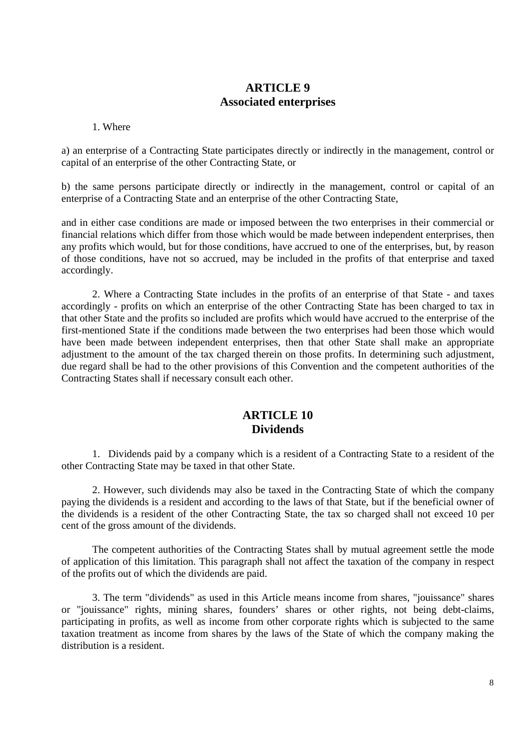## ARTICLE 9
## Associated enterprises

1. Where

a) an enterprise of a Contracting State participates directly or indirectly in the management, control or capital of an enterprise of the other Contracting State, or

b) the same persons participate directly or indirectly in the management, control or capital of an enterprise of a Contracting State and an enterprise of the other Contracting State,

and in either case conditions are made or imposed between the two enterprises in their commercial or financial relations which differ from those which would be made between independent enterprises, then any profits which would, but for those conditions, have accrued to one of the enterprises, but, by reason of those conditions, have not so accrued, may be included in the profits of that enterprise and taxed accordingly.

2. Where a Contracting State includes in the profits of an enterprise of that State - and taxes accordingly - profits on which an enterprise of the other Contracting State has been charged to tax in that other State and the profits so included are profits which would have accrued to the enterprise of the first-mentioned State if the conditions made between the two enterprises had been those which would have been made between independent enterprises, then that other State shall make an appropriate adjustment to the amount of the tax charged therein on those profits. In determining such adjustment, due regard shall be had to the other provisions of this Convention and the competent authorities of the Contracting States shall if necessary consult each other.

## ARTICLE 10
## Dividends

1. Dividends paid by a company which is a resident of a Contracting State to a resident of the other Contracting State may be taxed in that other State.

2. However, such dividends may also be taxed in the Contracting State of which the company paying the dividends is a resident and according to the laws of that State, but if the beneficial owner of the dividends is a resident of the other Contracting State, the tax so charged shall not exceed 10 per cent of the gross amount of the dividends.

The competent authorities of the Contracting States shall by mutual agreement settle the mode of application of this limitation. This paragraph shall not affect the taxation of the company in respect of the profits out of which the dividends are paid.

3. The term "dividends" as used in this Article means income from shares, "jouissance" shares or "jouissance" rights, mining shares, founders' shares or other rights, not being debt-claims, participating in profits, as well as income from other corporate rights which is subjected to the same taxation treatment as income from shares by the laws of the State of which the company making the distribution is a resident.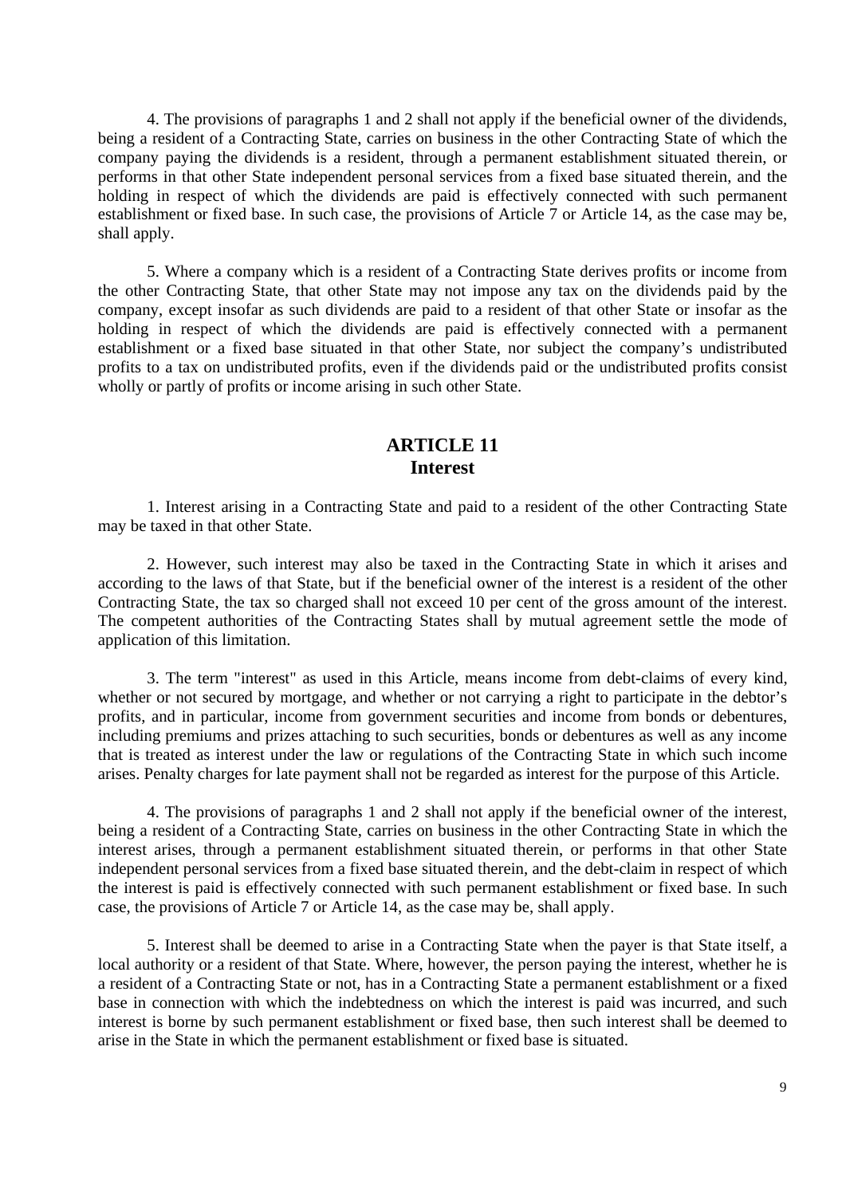4. The provisions of paragraphs 1 and 2 shall not apply if the beneficial owner of the dividends, being a resident of a Contracting State, carries on business in the other Contracting State of which the company paying the dividends is a resident, through a permanent establishment situated therein, or performs in that other State independent personal services from a fixed base situated therein, and the holding in respect of which the dividends are paid is effectively connected with such permanent establishment or fixed base. In such case, the provisions of Article 7 or Article 14, as the case may be, shall apply.

5. Where a company which is a resident of a Contracting State derives profits or income from the other Contracting State, that other State may not impose any tax on the dividends paid by the company, except insofar as such dividends are paid to a resident of that other State or insofar as the holding in respect of which the dividends are paid is effectively connected with a permanent establishment or a fixed base situated in that other State, nor subject the company's undistributed profits to a tax on undistributed profits, even if the dividends paid or the undistributed profits consist wholly or partly of profits or income arising in such other State.

## ARTICLE 11
## Interest

1. Interest arising in a Contracting State and paid to a resident of the other Contracting State may be taxed in that other State.

2. However, such interest may also be taxed in the Contracting State in which it arises and according to the laws of that State, but if the beneficial owner of the interest is a resident of the other Contracting State, the tax so charged shall not exceed 10 per cent of the gross amount of the interest. The competent authorities of the Contracting States shall by mutual agreement settle the mode of application of this limitation.

3. The term "interest" as used in this Article, means income from debt-claims of every kind, whether or not secured by mortgage, and whether or not carrying a right to participate in the debtor's profits, and in particular, income from government securities and income from bonds or debentures, including premiums and prizes attaching to such securities, bonds or debentures as well as any income that is treated as interest under the law or regulations of the Contracting State in which such income arises. Penalty charges for late payment shall not be regarded as interest for the purpose of this Article.

4. The provisions of paragraphs 1 and 2 shall not apply if the beneficial owner of the interest, being a resident of a Contracting State, carries on business in the other Contracting State in which the interest arises, through a permanent establishment situated therein, or performs in that other State independent personal services from a fixed base situated therein, and the debt-claim in respect of which the interest is paid is effectively connected with such permanent establishment or fixed base. In such case, the provisions of Article 7 or Article 14, as the case may be, shall apply.

5. Interest shall be deemed to arise in a Contracting State when the payer is that State itself, a local authority or a resident of that State. Where, however, the person paying the interest, whether he is a resident of a Contracting State or not, has in a Contracting State a permanent establishment or a fixed base in connection with which the indebtedness on which the interest is paid was incurred, and such interest is borne by such permanent establishment or fixed base, then such interest shall be deemed to arise in the State in which the permanent establishment or fixed base is situated.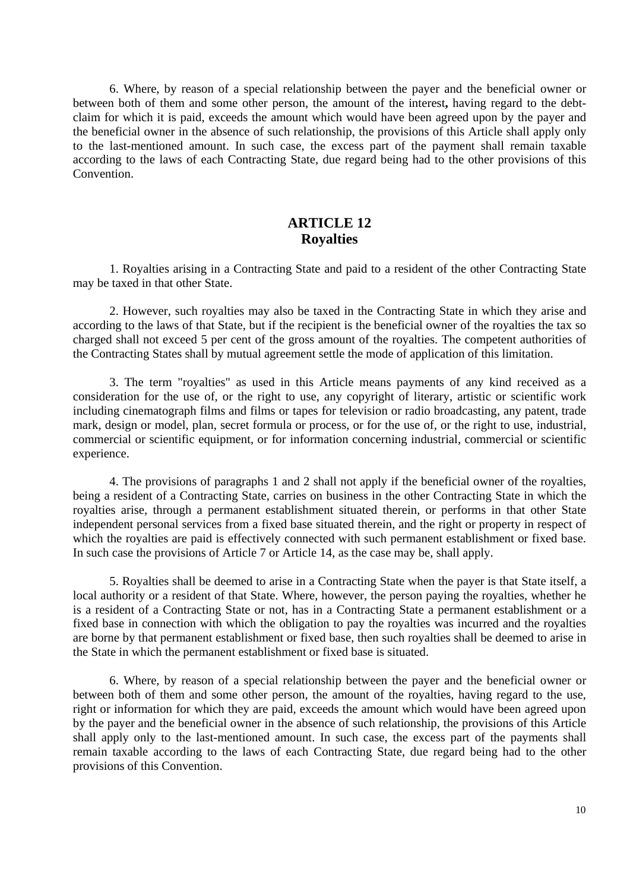6. Where, by reason of a special relationship between the payer and the beneficial owner or between both of them and some other person, the amount of the interest**,** having regard to the debt-claim for which it is paid, exceeds the amount which would have been agreed upon by the payer and the beneficial owner in the absence of such relationship, the provisions of this Article shall apply only to the last-mentioned amount. In such case, the excess part of the payment shall remain taxable according to the laws of each Contracting State, due regard being had to the other provisions of this Convention.

## ARTICLE 12
## Royalties

1. Royalties arising in a Contracting State and paid to a resident of the other Contracting State may be taxed in that other State.

2. However, such royalties may also be taxed in the Contracting State in which they arise and according to the laws of that State, but if the recipient is the beneficial owner of the royalties the tax so charged shall not exceed 5 per cent of the gross amount of the royalties. The competent authorities of the Contracting States shall by mutual agreement settle the mode of application of this limitation.

3. The term "royalties" as used in this Article means payments of any kind received as a consideration for the use of, or the right to use, any copyright of literary, artistic or scientific work including cinematograph films and films or tapes for television or radio broadcasting, any patent, trade mark, design or model, plan, secret formula or process, or for the use of, or the right to use, industrial, commercial or scientific equipment, or for information concerning industrial, commercial or scientific experience.

4. The provisions of paragraphs 1 and 2 shall not apply if the beneficial owner of the royalties, being a resident of a Contracting State, carries on business in the other Contracting State in which the royalties arise, through a permanent establishment situated therein, or performs in that other State independent personal services from a fixed base situated therein, and the right or property in respect of which the royalties are paid is effectively connected with such permanent establishment or fixed base. In such case the provisions of Article 7 or Article 14, as the case may be, shall apply.

5. Royalties shall be deemed to arise in a Contracting State when the payer is that State itself, a local authority or a resident of that State. Where, however, the person paying the royalties, whether he is a resident of a Contracting State or not, has in a Contracting State a permanent establishment or a fixed base in connection with which the obligation to pay the royalties was incurred and the royalties are borne by that permanent establishment or fixed base, then such royalties shall be deemed to arise in the State in which the permanent establishment or fixed base is situated.

6. Where, by reason of a special relationship between the payer and the beneficial owner or between both of them and some other person, the amount of the royalties, having regard to the use, right or information for which they are paid, exceeds the amount which would have been agreed upon by the payer and the beneficial owner in the absence of such relationship, the provisions of this Article shall apply only to the last-mentioned amount. In such case, the excess part of the payments shall remain taxable according to the laws of each Contracting State, due regard being had to the other provisions of this Convention.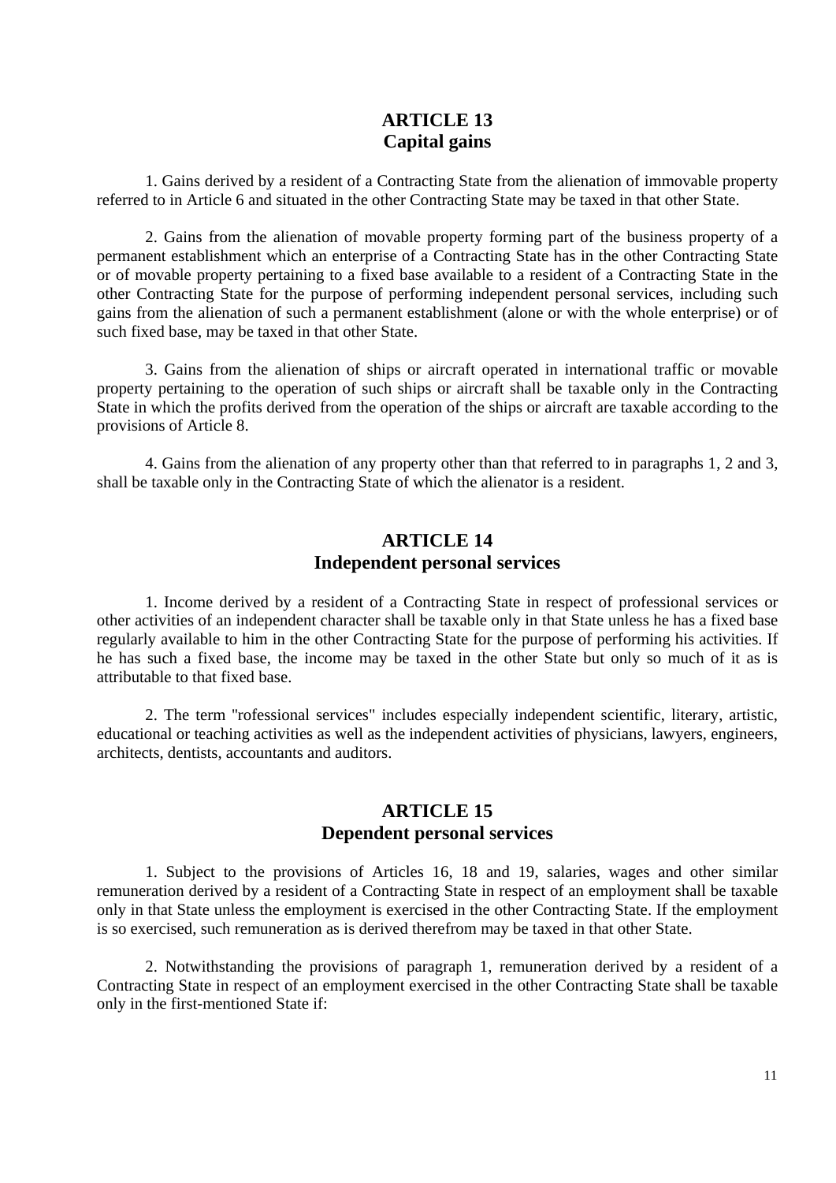## ARTICLE 13
## Capital gains

1. Gains derived by a resident of a Contracting State from the alienation of immovable property referred to in Article 6 and situated in the other Contracting State may be taxed in that other State.

2. Gains from the alienation of movable property forming part of the business property of a permanent establishment which an enterprise of a Contracting State has in the other Contracting State or of movable property pertaining to a fixed base available to a resident of a Contracting State in the other Contracting State for the purpose of performing independent personal services, including such gains from the alienation of such a permanent establishment (alone or with the whole enterprise) or of such fixed base, may be taxed in that other State.

3. Gains from the alienation of ships or aircraft operated in international traffic or movable property pertaining to the operation of such ships or aircraft shall be taxable only in the Contracting State in which the profits derived from the operation of the ships or aircraft are taxable according to the provisions of Article 8.

4. Gains from the alienation of any property other than that referred to in paragraphs 1, 2 and 3, shall be taxable only in the Contracting State of which the alienator is a resident.

## ARTICLE 14
## Independent personal services

1. Income derived by a resident of a Contracting State in respect of professional services or other activities of an independent character shall be taxable only in that State unless he has a fixed base regularly available to him in the other Contracting State for the purpose of performing his activities. If he has such a fixed base, the income may be taxed in the other State but only so much of it as is attributable to that fixed base.

2. The term "rofessional services" includes especially independent scientific, literary, artistic, educational or teaching activities as well as the independent activities of physicians, lawyers, engineers, architects, dentists, accountants and auditors.

## ARTICLE 15
## Dependent personal services

1. Subject to the provisions of Articles 16, 18 and 19, salaries, wages and other similar remuneration derived by a resident of a Contracting State in respect of an employment shall be taxable only in that State unless the employment is exercised in the other Contracting State. If the employment is so exercised, such remuneration as is derived therefrom may be taxed in that other State.

2. Notwithstanding the provisions of paragraph 1, remuneration derived by a resident of a Contracting State in respect of an employment exercised in the other Contracting State shall be taxable only in the first-mentioned State if: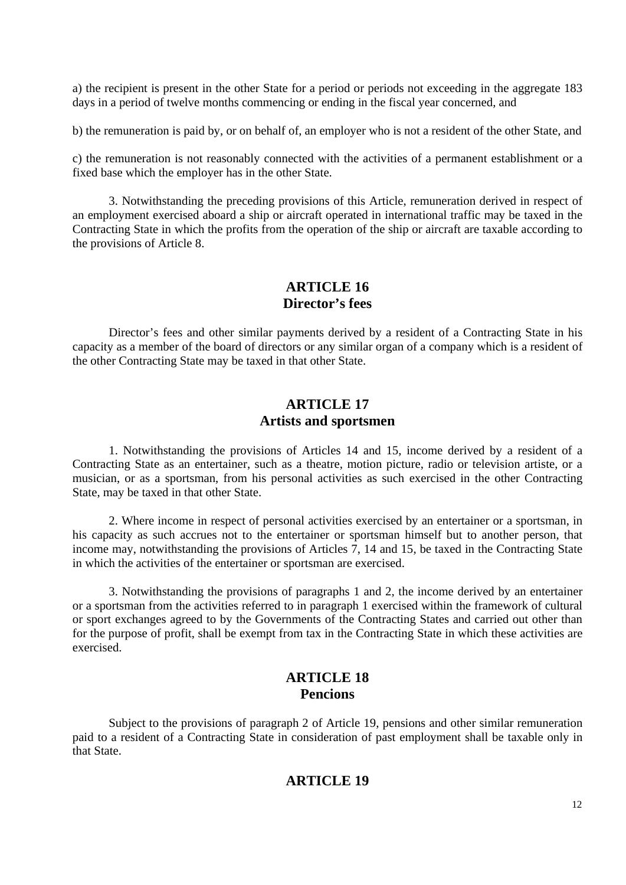a) the recipient is present in the other State for a period or periods not exceeding in the aggregate 183 days in a period of twelve months commencing or ending in the fiscal year concerned, and

b) the remuneration is paid by, or on behalf of, an employer who is not a resident of the other State, and

c) the remuneration is not reasonably connected with the activities of a permanent establishment or a fixed base which the employer has in the other State.

3. Notwithstanding the preceding provisions of this Article, remuneration derived in respect of an employment exercised aboard a ship or aircraft operated in international traffic may be taxed in the Contracting State in which the profits from the operation of the ship or aircraft are taxable according to the provisions of Article 8.

## ARTICLE 16
## Director's fees

Director's fees and other similar payments derived by a resident of a Contracting State in his capacity as a member of the board of directors or any similar organ of a company which is a resident of the other Contracting State may be taxed in that other State.

## ARTICLE 17
## Artists and sportsmen

1. Notwithstanding the provisions of Articles 14 and 15, income derived by a resident of a Contracting State as an entertainer, such as a theatre, motion picture, radio or television artiste, or a musician, or as a sportsman, from his personal activities as such exercised in the other Contracting State, may be taxed in that other State.

2. Where income in respect of personal activities exercised by an entertainer or a sportsman, in his capacity as such accrues not to the entertainer or sportsman himself but to another person, that income may, notwithstanding the provisions of Articles 7, 14 and 15, be taxed in the Contracting State in which the activities of the entertainer or sportsman are exercised.

3. Notwithstanding the provisions of paragraphs 1 and 2, the income derived by an entertainer or a sportsman from the activities referred to in paragraph 1 exercised within the framework of cultural or sport exchanges agreed to by the Governments of the Contracting States and carried out other than for the purpose of profit, shall be exempt from tax in the Contracting State in which these activities are exercised.

## ARTICLE 18
## Pencions

Subject to the provisions of paragraph 2 of Article 19, pensions and other similar remuneration paid to a resident of a Contracting State in consideration of past employment shall be taxable only in that State.

## ARTICLE 19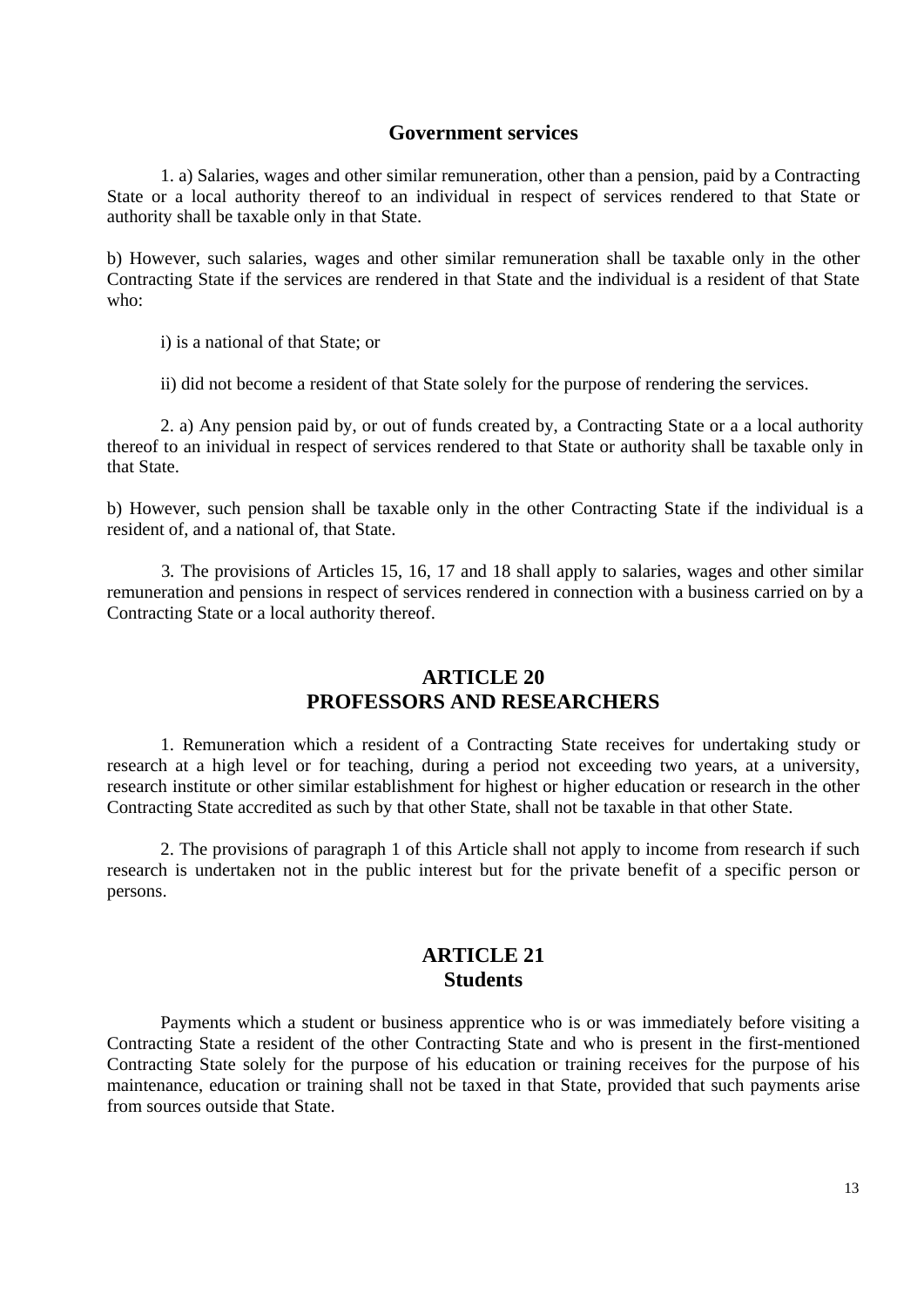## Government services

1. a) Salaries, wages and other similar remuneration, other than a pension, paid by a Contracting State or a local authority thereof to an individual in respect of services rendered to that State or authority shall be taxable only in that State.

b) However, such salaries, wages and other similar remuneration shall be taxable only in the other Contracting State if the services are rendered in that State and the individual is a resident of that State who:

i) is a national of that State; or

ii) did not become a resident of that State solely for the purpose of rendering the services.

2. a) Any pension paid by, or out of funds created by, a Contracting State or a a local authority thereof to an inividual in respect of services rendered to that State or authority shall be taxable only in that State.

b) However, such pension shall be taxable only in the other Contracting State if the individual is a resident of, and a national of, that State.

3. The provisions of Articles 15, 16, 17 and 18 shall apply to salaries, wages and other similar remuneration and pensions in respect of services rendered in connection with a business carried on by a Contracting State or a local authority thereof.

## ARTICLE 20
## PROFESSORS AND RESEARCHERS

1. Remuneration which a resident of a Contracting State receives for undertaking study or research at a high level or for teaching, during a period not exceeding two years, at a university, research institute or other similar establishment for highest or higher education or research in the other Contracting State accredited as such by that other State, shall not be taxable in that other State.

2. The provisions of paragraph 1 of this Article shall not apply to income from research if such research is undertaken not in the public interest but for the private benefit of a specific person or persons.

## ARTICLE 21
## Students

Payments which a student or business apprentice who is or was immediately before visiting a Contracting State a resident of the other Contracting State and who is present in the first-mentioned Contracting State solely for the purpose of his education or training receives for the purpose of his maintenance, education or training shall not be taxed in that State, provided that such payments arise from sources outside that State.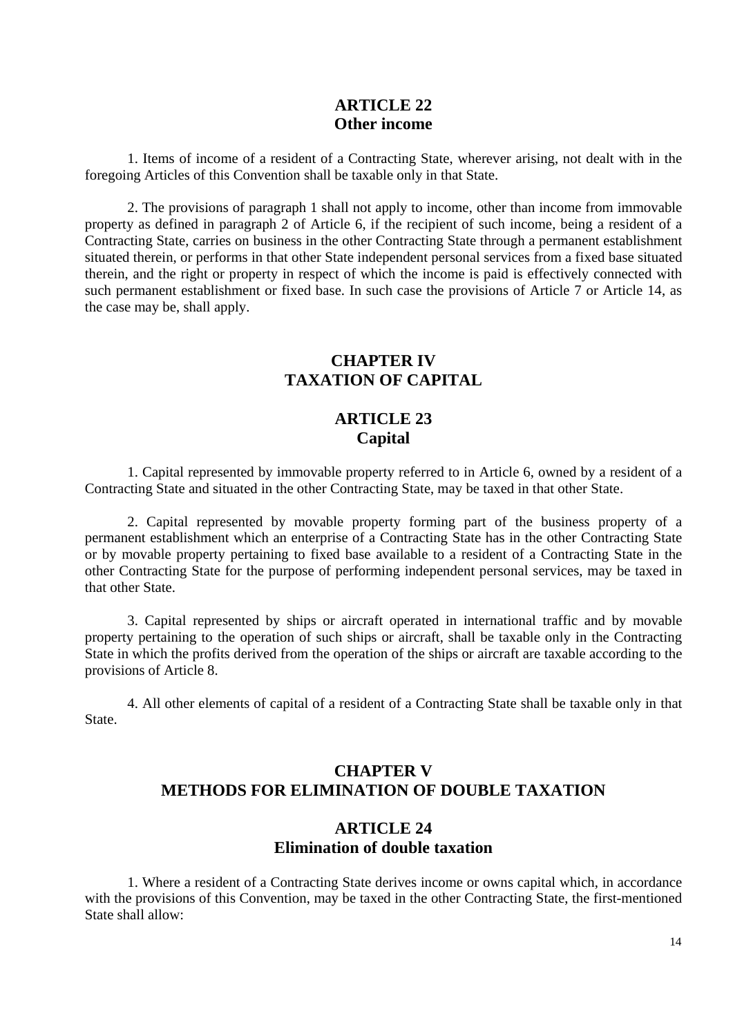## ARTICLE 22
## Other income

1. Items of income of a resident of a Contracting State, wherever arising, not dealt with in the foregoing Articles of this Convention shall be taxable only in that State.

2. The provisions of paragraph 1 shall not apply to income, other than income from immovable property as defined in paragraph 2 of Article 6, if the recipient of such income, being a resident of a Contracting State, carries on business in the other Contracting State through a permanent establishment situated therein, or performs in that other State independent personal services from a fixed base situated therein, and the right or property in respect of which the income is paid is effectively connected with such permanent establishment or fixed base. In such case the provisions of Article 7 or Article 14, as the case may be, shall apply.

# CHAPTER IV
# TAXATION OF CAPITAL

## ARTICLE 23
## Capital

1. Capital represented by immovable property referred to in Article 6, owned by a resident of a Contracting State and situated in the other Contracting State, may be taxed in that other State.

2. Capital represented by movable property forming part of the business property of a permanent establishment which an enterprise of a Contracting State has in the other Contracting State or by movable property pertaining to fixed base available to a resident of a Contracting State in the other Contracting State for the purpose of performing independent personal services, may be taxed in that other State.

3. Capital represented by ships or aircraft operated in international traffic and by movable property pertaining to the operation of such ships or aircraft, shall be taxable only in the Contracting State in which the profits derived from the operation of the ships or aircraft are taxable according to the provisions of Article 8.

4. All other elements of capital of a resident of a Contracting State shall be taxable only in that State.

# CHAPTER V
# METHODS FOR ELIMINATION OF DOUBLE TAXATION

## ARTICLE 24
## Elimination of double taxation

1. Where a resident of a Contracting State derives income or owns capital which, in accordance with the provisions of this Convention, may be taxed in the other Contracting State, the first-mentioned State shall allow: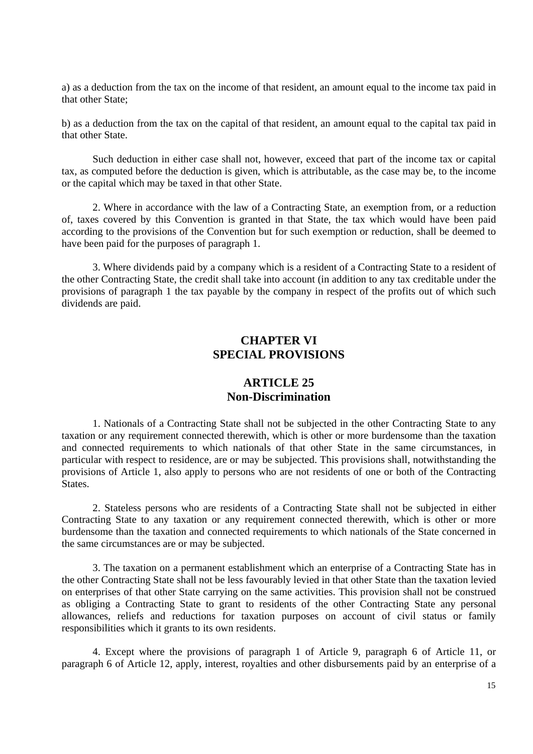a) as a deduction from the tax on the income of that resident, an amount equal to the income tax paid in that other State;

b) as a deduction from the tax on the capital of that resident, an amount equal to the capital tax paid in that other State.

Such deduction in either case shall not, however, exceed that part of the income tax or capital tax, as computed before the deduction is given, which is attributable, as the case may be, to the income or the capital which may be taxed in that other State.

2. Where in accordance with the law of a Contracting State, an exemption from, or a reduction of, taxes covered by this Convention is granted in that State, the tax which would have been paid according to the provisions of the Convention but for such exemption or reduction, shall be deemed to have been paid for the purposes of paragraph 1.

3. Where dividends paid by a company which is a resident of a Contracting State to a resident of the other Contracting State, the credit shall take into account (in addition to any tax creditable under the provisions of paragraph 1 the tax payable by the company in respect of the profits out of which such dividends are paid.

## CHAPTER VI
## SPECIAL PROVISIONS

### ARTICLE 25
### Non-Discrimination

1. Nationals of a Contracting State shall not be subjected in the other Contracting State to any taxation or any requirement connected therewith, which is other or more burdensome than the taxation and connected requirements to which nationals of that other State in the same circumstances, in particular with respect to residence, are or may be subjected. This provisions shall, notwithstanding the provisions of Article 1, also apply to persons who are not residents of one or both of the Contracting States.

2. Stateless persons who are residents of a Contracting State shall not be subjected in either Contracting State to any taxation or any requirement connected therewith, which is other or more burdensome than the taxation and connected requirements to which nationals of the State concerned in the same circumstances are or may be subjected.

3. The taxation on a permanent establishment which an enterprise of a Contracting State has in the other Contracting State shall not be less favourably levied in that other State than the taxation levied on enterprises of that other State carrying on the same activities. This provision shall not be construed as obliging a Contracting State to grant to residents of the other Contracting State any personal allowances, reliefs and reductions for taxation purposes on account of civil status or family responsibilities which it grants to its own residents.

4. Except where the provisions of paragraph 1 of Article 9, paragraph 6 of Article 11, or paragraph 6 of Article 12, apply, interest, royalties and other disbursements paid by an enterprise of a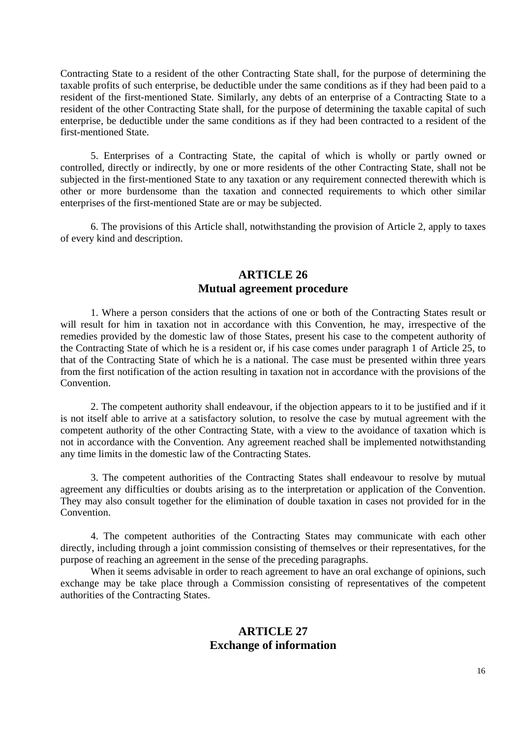Contracting State to a resident of the other Contracting State shall, for the purpose of determining the taxable profits of such enterprise, be deductible under the same conditions as if they had been paid to a resident of the first-mentioned State. Similarly, any debts of an enterprise of a Contracting State to a resident of the other Contracting State shall, for the purpose of determining the taxable capital of such enterprise, be deductible under the same conditions as if they had been contracted to a resident of the first-mentioned State.

5. Enterprises of a Contracting State, the capital of which is wholly or partly owned or controlled, directly or indirectly, by one or more residents of the other Contracting State, shall not be subjected in the first-mentioned State to any taxation or any requirement connected therewith which is other or more burdensome than the taxation and connected requirements to which other similar enterprises of the first-mentioned State are or may be subjected.

6. The provisions of this Article shall, notwithstanding the provision of Article 2, apply to taxes of every kind and description.

## ARTICLE 26
## Mutual agreement procedure

1. Where a person considers that the actions of one or both of the Contracting States result or will result for him in taxation not in accordance with this Convention, he may, irrespective of the remedies provided by the domestic law of those States, present his case to the competent authority of the Contracting State of which he is a resident or, if his case comes under paragraph 1 of Article 25, to that of the Contracting State of which he is a national. The case must be presented within three years from the first notification of the action resulting in taxation not in accordance with the provisions of the Convention.

2. The competent authority shall endeavour, if the objection appears to it to be justified and if it is not itself able to arrive at a satisfactory solution, to resolve the case by mutual agreement with the competent authority of the other Contracting State, with a view to the avoidance of taxation which is not in accordance with the Convention. Any agreement reached shall be implemented notwithstanding any time limits in the domestic law of the Contracting States.

3. The competent authorities of the Contracting States shall endeavour to resolve by mutual agreement any difficulties or doubts arising as to the interpretation or application of the Convention. They may also consult together for the elimination of double taxation in cases not provided for in the Convention.

4. The competent authorities of the Contracting States may communicate with each other directly, including through a joint commission consisting of themselves or their representatives, for the purpose of reaching an agreement in the sense of the preceding paragraphs.

When it seems advisable in order to reach agreement to have an oral exchange of opinions, such exchange may be take place through a Commission consisting of representatives of the competent authorities of the Contracting States.

## ARTICLE 27
## Exchange of information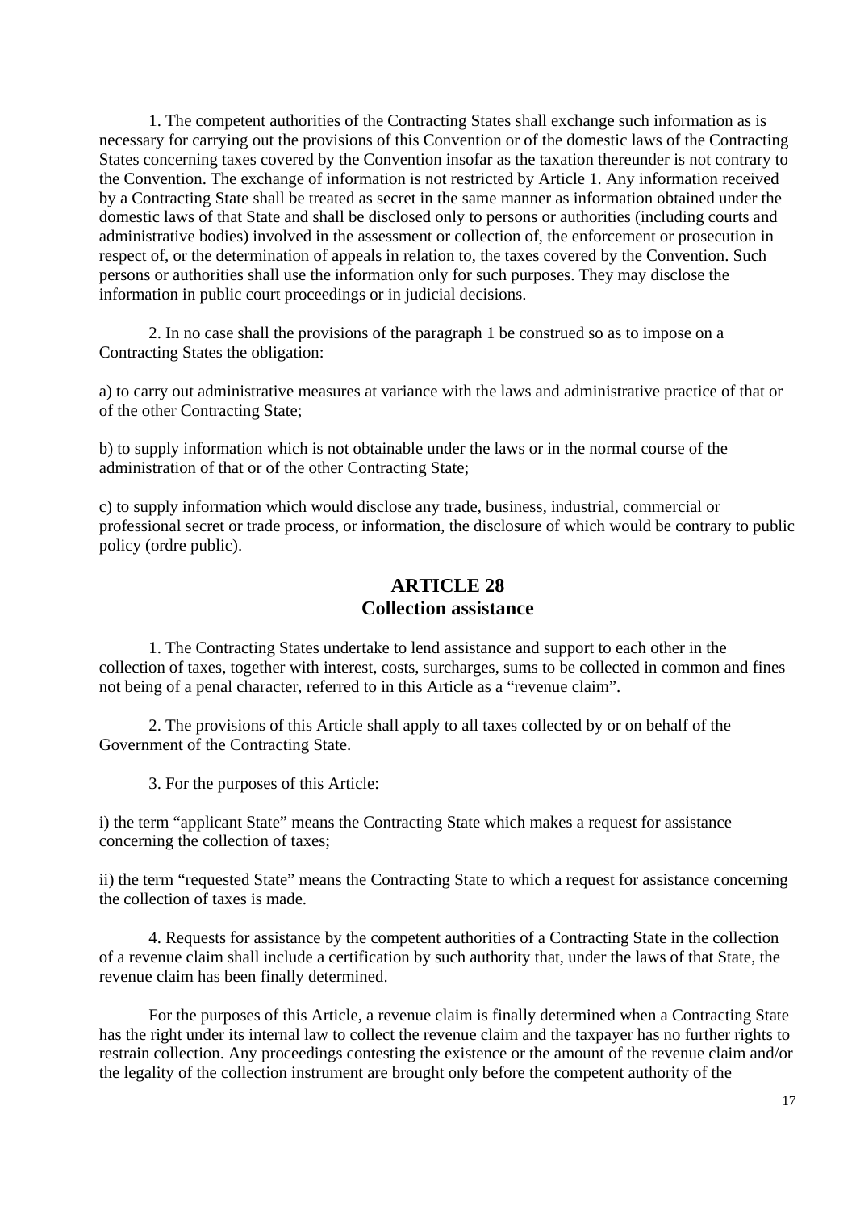1. The competent authorities of the Contracting States shall exchange such information as is necessary for carrying out the provisions of this Convention or of the domestic laws of the Contracting States concerning taxes covered by the Convention insofar as the taxation thereunder is not contrary to the Convention. The exchange of information is not restricted by Article 1. Any information received by a Contracting State shall be treated as secret in the same manner as information obtained under the domestic laws of that State and shall be disclosed only to persons or authorities (including courts and administrative bodies) involved in the assessment or collection of, the enforcement or prosecution in respect of, or the determination of appeals in relation to, the taxes covered by the Convention. Such persons or authorities shall use the information only for such purposes. They may disclose the information in public court proceedings or in judicial decisions.

2. In no case shall the provisions of the paragraph 1 be construed so as to impose on a Contracting States the obligation:

a) to carry out administrative measures at variance with the laws and administrative practice of that or of the other Contracting State;

b) to supply information which is not obtainable under the laws or in the normal course of the administration of that or of the other Contracting State;

c) to supply information which would disclose any trade, business, industrial, commercial or professional secret or trade process, or information, the disclosure of which would be contrary to public policy (ordre public).

## ARTICLE 28
## Collection assistance

1. The Contracting States undertake to lend assistance and support to each other in the collection of taxes, together with interest, costs, surcharges, sums to be collected in common and fines not being of a penal character, referred to in this Article as a “revenue claim”.

2. The provisions of this Article shall apply to all taxes collected by or on behalf of the Government of the Contracting State.

3. For the purposes of this Article:

i) the term “applicant State” means the Contracting State which makes a request for assistance concerning the collection of taxes;

ii) the term “requested State” means the Contracting State to which a request for assistance concerning the collection of taxes is made.

4. Requests for assistance by the competent authorities of a Contracting State in the collection of a revenue claim shall include a certification by such authority that, under the laws of that State, the revenue claim has been finally determined.

For the purposes of this Article, a revenue claim is finally determined when a Contracting State has the right under its internal law to collect the revenue claim and the taxpayer has no further rights to restrain collection. Any proceedings contesting the existence or the amount of the revenue claim and/or the legality of the collection instrument are brought only before the competent authority of the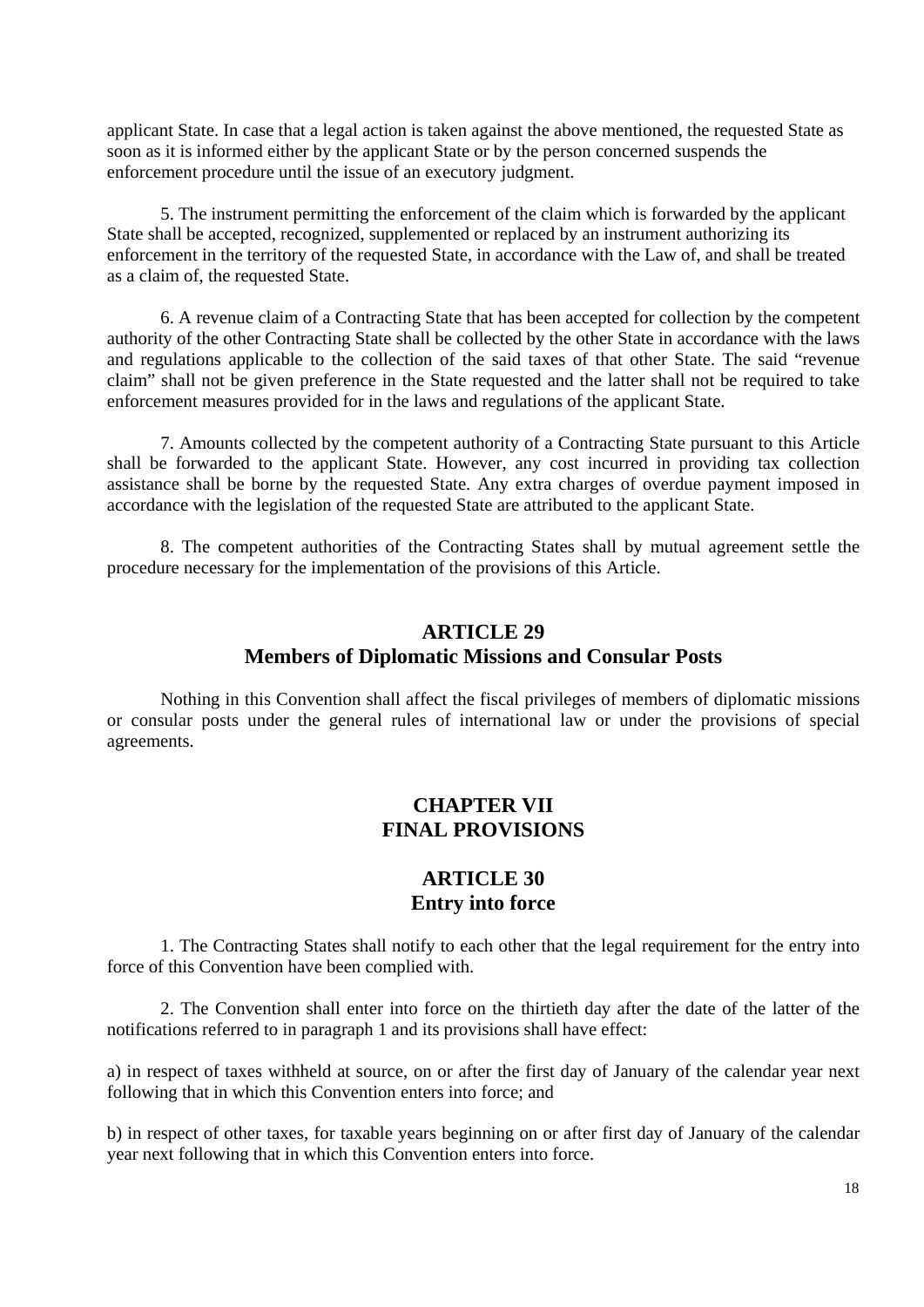applicant State. In case that a legal action is taken against the above mentioned, the requested State as soon as it is informed either by the applicant State or by the person concerned suspends the enforcement procedure until the issue of an executory judgment.

5. The instrument permitting the enforcement of the claim which is forwarded by the applicant State shall be accepted, recognized, supplemented or replaced by an instrument authorizing its enforcement in the territory of the requested State, in accordance with the Law of, and shall be treated as a claim of, the requested State.

6. A revenue claim of a Contracting State that has been accepted for collection by the competent authority of the other Contracting State shall be collected by the other State in accordance with the laws and regulations applicable to the collection of the said taxes of that other State. The said "revenue claim" shall not be given preference in the State requested and the latter shall not be required to take enforcement measures provided for in the laws and regulations of the applicant State.

7. Amounts collected by the competent authority of a Contracting State pursuant to this Article shall be forwarded to the applicant State. However, any cost incurred in providing tax collection assistance shall be borne by the requested State. Any extra charges of overdue payment imposed in accordance with the legislation of the requested State are attributed to the applicant State.

8. The competent authorities of the Contracting States shall by mutual agreement settle the procedure necessary for the implementation of the provisions of this Article.

## ARTICLE 29
## Members of Diplomatic Missions and Consular Posts

Nothing in this Convention shall affect the fiscal privileges of members of diplomatic missions or consular posts under the general rules of international law or under the provisions of special agreements.

# CHAPTER VII
# FINAL PROVISIONS

## ARTICLE 30
## Entry into force

1. The Contracting States shall notify to each other that the legal requirement for the entry into force of this Convention have been complied with.

2. The Convention shall enter into force on the thirtieth day after the date of the latter of the notifications referred to in paragraph 1 and its provisions shall have effect:

a) in respect of taxes withheld at source, on or after the first day of January of the calendar year next following that in which this Convention enters into force; and

b) in respect of other taxes, for taxable years beginning on or after first day of January of the calendar year next following that in which this Convention enters into force.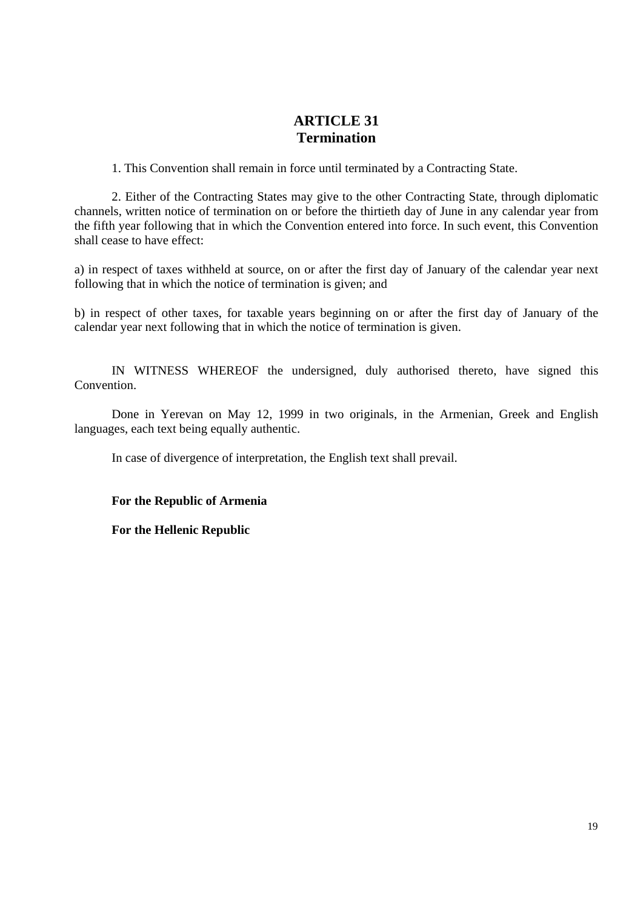## ARTICLE 31
## Termination

1. This Convention shall remain in force until terminated by a Contracting State.

2. Either of the Contracting States may give to the other Contracting State, through diplomatic channels, written notice of termination on or before the thirtieth day of June in any calendar year from the fifth year following that in which the Convention entered into force. In such event, this Convention shall cease to have effect:

a) in respect of taxes withheld at source, on or after the first day of January of the calendar year next following that in which the notice of termination is given; and

b) in respect of other taxes, for taxable years beginning on or after the first day of January of the calendar year next following that in which the notice of termination is given.

IN WITNESS WHEREOF the undersigned, duly authorised thereto, have signed this Convention.

Done in Yerevan on May 12, 1999 in two originals, in the Armenian, Greek and English languages, each text being equally authentic.

In case of divergence of interpretation, the English text shall prevail.

**For the Republic of Armenia**

**For the Hellenic Republic**